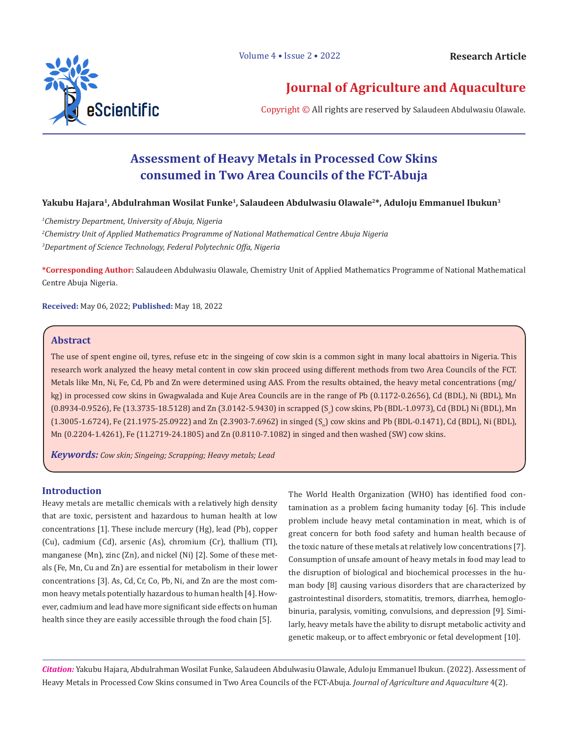Research Article

# Journal of Agriculture and Aquaculture

Copyright © All rights are reserved by Salaudeen Abdulwasiu Olawale.

# Assessment of Heavy Metals in Processed Cow Skins consumed in Two Area Councils of the FCT-Abuja

**Yakubu Hajara[1], Abdulrahman Wosilat Funke[1], Salaudeen Abdulwasiu Olawale[2]*, Aduloju Emmanuel Ibukun[3]**

*[1]Chemistry Department, University of Abuja, Nigeria*

*[2]Chemistry Unit of Applied Mathematics Programme of National Mathematical Centre Abuja Nigeria*

*[3]Department of Science Technology, Federal Polytechnic Offa, Nigeria*

**\*Corresponding Author:** Salaudeen Abdulwasiu Olawale, Chemistry Unit of Applied Mathematics Programme of National Mathematical Centre Abuja Nigeria.

**Received:** May 06, 2022; **Published:** May 18, 2022

## Abstract

The use of spent engine oil, tyres, refuse etc in the singeing of cow skin is a common sight in many local abattoirs in Nigeria. This research work analyzed the heavy metal content in cow skin proceed using different methods from two Area Councils of the FCT. Metals like Mn, Ni, Fe, Cd, Pb and Zn were determined using AAS. From the results obtained, the heavy metal concentrations (mg/kg) in processed cow skins in Gwagwalada and Kuje Area Councils are in the range of Pb (0.1172-0.2656), Cd (BDL), Ni (BDL), Mn (0.8934-0.9526), Fe (13.3735-18.5128) and Zn (3.0142-5.9430) in scrapped ($S_c$) cow skins, Pb (BDL-1.0973), Cd (BDL) Ni (BDL), Mn (1.3005-1.6724), Fe (21.1975-25.0922) and Zn (2.3903-7.6962) in singed ($S_n$) cow skins and Pb (BDL-0.1471), Cd (BDL), Ni (BDL), Mn (0.2204-1.4261), Fe (11.2719-24.1805) and Zn (0.8110-7.1082) in singed and then washed (SW) cow skins.

***Keywords:*** *Cow skin; Singeing; Scrapping; Heavy metals; Lead*

## Introduction

Heavy metals are metallic chemicals with a relatively high density that are toxic, persistent and hazardous to human health at low concentrations [1]. These include mercury (Hg), lead (Pb), copper (Cu), cadmium (Cd), arsenic (As), chromium (Cr), thallium (TI), manganese (Mn), zinc (Zn), and nickel (Ni) [2]. Some of these metals (Fe, Mn, Cu and Zn) are essential for metabolism in their lower concentrations [3]. As, Cd, Cr, Co, Pb, Ni, and Zn are the most common heavy metals potentially hazardous to human health [4]. However, cadmium and lead have more significant side effects on human health since they are easily accessible through the food chain [5].

The World Health Organization (WHO) has identified food contamination as a problem facing humanity today [6]. This include problem include heavy metal contamination in meat, which is of great concern for both food safety and human health because of the toxic nature of these metals at relatively low concentrations [7]. Consumption of unsafe amount of heavy metals in food may lead to the disruption of biological and biochemical processes in the human body [8] causing various disorders that are characterized by gastrointestinal disorders, stomatitis, tremors, diarrhea, hemoglobinuria, paralysis, vomiting, convulsions, and depression [9]. Similarly, heavy metals have the ability to disrupt metabolic activity and genetic makeup, or to affect embryonic or fetal development [10].

***Citation:*** Yakubu Hajara, Abdulrahman Wosilat Funke, Salaudeen Abdulwasiu Olawale, Aduloju Emmanuel Ibukun. (2022). Assessment of Heavy Metals in Processed Cow Skins consumed in Two Area Councils of the FCT-Abuja. *Journal of Agriculture and Aquaculture* 4(2).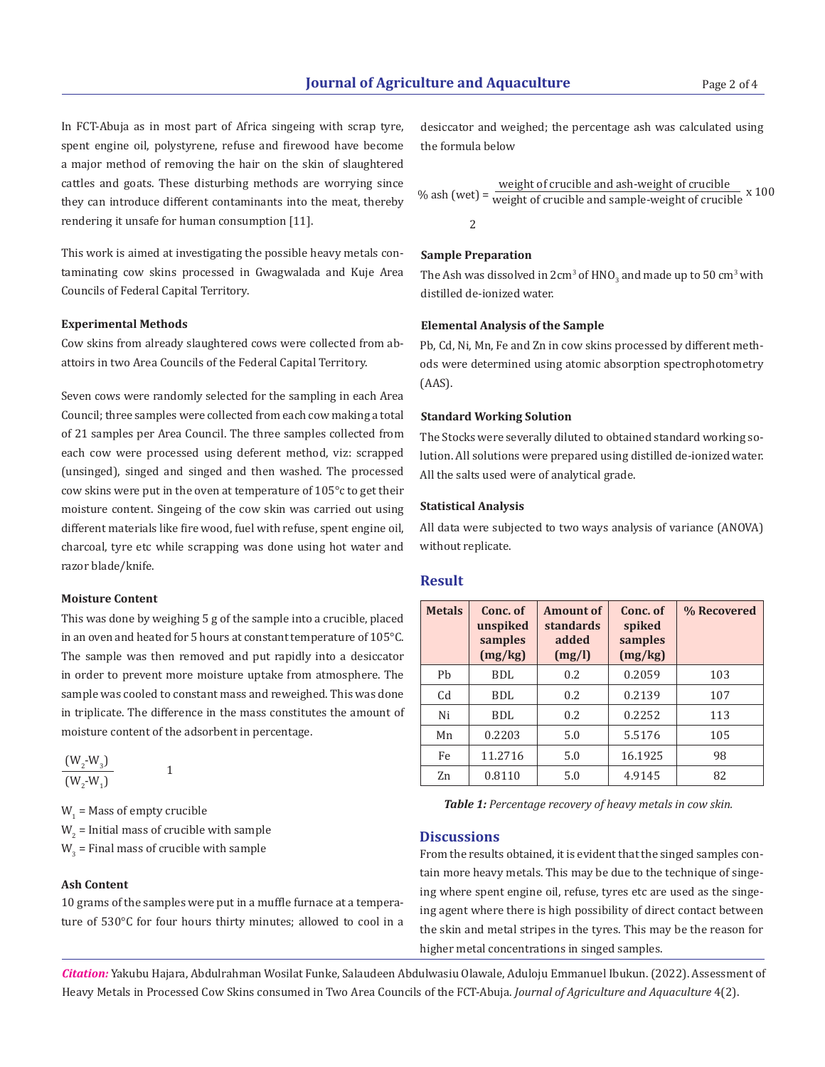In FCT-Abuja as in most part of Africa singeing with scrap tyre, spent engine oil, polystyrene, refuse and firewood have become a major method of removing the hair on the skin of slaughtered cattles and goats. These disturbing methods are worrying since they can introduce different contaminants into the meat, thereby rendering it unsafe for human consumption [11].

This work is aimed at investigating the possible heavy metals contaminating cow skins processed in Gwagwalada and Kuje Area Councils of Federal Capital Territory.

### Experimental Methods

Cow skins from already slaughtered cows were collected from abattoirs in two Area Councils of the Federal Capital Territory.

Seven cows were randomly selected for the sampling in each Area Council; three samples were collected from each cow making a total of 21 samples per Area Council. The three samples collected from each cow were processed using deferent method, viz: scrapped (unsinged), singed and singed and then washed. The processed cow skins were put in the oven at temperature of 105°c to get their moisture content. Singeing of the cow skin was carried out using different materials like fire wood, fuel with refuse, spent engine oil, charcoal, tyre etc while scrapping was done using hot water and razor blade/knife.

### Moisture Content

This was done by weighing 5 g of the sample into a crucible, placed in an oven and heated for 5 hours at constant temperature of 105°C. The sample was then removed and put rapidly into a desiccator in order to prevent more moisture uptake from atmosphere. The sample was cooled to constant mass and reweighed. This was done in triplicate. The difference in the mass constitutes the amount of moisture content of the adsorbent in percentage.

$$\frac{(W_2 - W_3)}{(W_2 - W_1)} \quad 1$$

$W_1$ = Mass of empty crucible

$W_2$ = Initial mass of crucible with sample

$W_3$ = Final mass of crucible with sample

### Ash Content

10 grams of the samples were put in a muffle furnace at a temperature of 530°C for four hours thirty minutes; allowed to cool in a desiccator and weighed; the percentage ash was calculated using the formula below

$$\%\text{ ash (wet)} = \frac{\text{weight of crucible and ash} - \text{weight of crucible}}{\text{weight of crucible and sample} - \text{weight of crucible}} \times 100 \quad 2$$

### Sample Preparation

The Ash was dissolved in 2cm$^3$ of $HNO_3$ and made up to 50 cm$^3$ with distilled de-ionized water.

### Elemental Analysis of the Sample

Pb, Cd, Ni, Mn, Fe and Zn in cow skins processed by different methods were determined using atomic absorption spectrophotometry (AAS).

### Standard Working Solution

The Stocks were severally diluted to obtained standard working solution. All solutions were prepared using distilled de-ionized water. All the salts used were of analytical grade.

### Statistical Analysis

All data were subjected to two ways analysis of variance (ANOVA) without replicate.

## Result

| Metals | Conc. of unspiked samples (mg/kg) | Amount of standards added (mg/l) | Conc. of spiked samples (mg/kg) | % Recovered |
|---|---|---|---|---|
| Pb | BDL | 0.2 | 0.2059 | 103 |
| Cd | BDL | 0.2 | 0.2139 | 107 |
| Ni | BDL | 0.2 | 0.2252 | 113 |
| Mn | 0.2203 | 5.0 | 5.5176 | 105 |
| Fe | 11.2716 | 5.0 | 16.1925 | 98 |
| Zn | 0.8110 | 5.0 | 4.9145 | 82 |

***Table 1:*** *Percentage recovery of heavy metals in cow skin.*

## Discussions

From the results obtained, it is evident that the singed samples contain more heavy metals. This may be due to the technique of singeing where spent engine oil, refuse, tyres etc are used as the singeing agent where there is high possibility of direct contact between the skin and metal stripes in the tyres. This may be the reason for higher metal concentrations in singed samples.

***Citation:*** Yakubu Hajara, Abdulrahman Wosilat Funke, Salaudeen Abdulwasiu Olawale, Aduloju Emmanuel Ibukun. (2022). Assessment of Heavy Metals in Processed Cow Skins consumed in Two Area Councils of the FCT-Abuja. *Journal of Agriculture and Aquaculture* 4(2).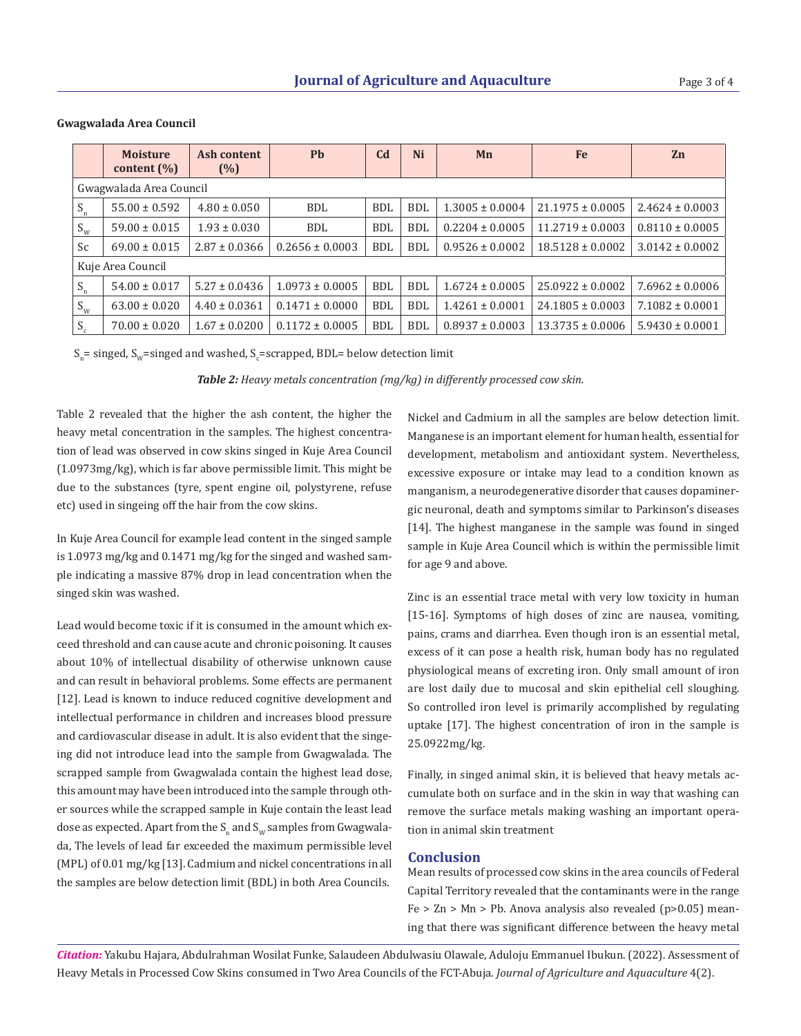**Gwagwalada Area Council**

| | Moisture content (%) | Ash content (%) | Pb | Cd | Ni | Mn | Fe | Zn |
|---|---|---|---|---|---|---|---|---|
| Gwagwalada Area Council | | | | | | | | |
| $S_n$ | 55.00 ± 0.592 | 4.80 ± 0.050 | BDL | BDL | BDL | 1.3005 ± 0.0004 | 21.1975 ± 0.0005 | 2.4624 ± 0.0003 |
| $S_W$ | 59.00 ± 0.015 | 1.93 ± 0.030 | BDL | BDL | BDL | 0.2204 ± 0.0005 | 11.2719 ± 0.0003 | 0.8110 ± 0.0005 |
| Sc | 69.00 ± 0.015 | 2.87 ± 0.0366 | 0.2656 ± 0.0003 | BDL | BDL | 0.9526 ± 0.0002 | 18.5128 ± 0.0002 | 3.0142 ± 0.0002 |
| Kuje Area Council | | | | | | | | |
| $S_n$ | 54.00 ± 0.017 | 5.27 ± 0.0436 | 1.0973 ± 0.0005 | BDL | BDL | 1.6724 ± 0.0005 | 25.0922 ± 0.0002 | 7.6962 ± 0.0006 |
| $S_W$ | 63.00 ± 0.020 | 4.40 ± 0.0361 | 0.1471 ± 0.0000 | BDL | BDL | 1.4261 ± 0.0001 | 24.1805 ± 0.0003 | 7.1082 ± 0.0001 |
| $S_c$ | 70.00 ± 0.020 | 1.67 ± 0.0200 | 0.1172 ± 0.0005 | BDL | BDL | 0.8937 ± 0.0003 | 13.3735 ± 0.0006 | 5.9430 ± 0.0001 |

$S_n$= singed, $S_W$=singed and washed, $S_c$=scrapped, BDL= below detection limit

***Table 2:** Heavy metals concentration (mg/kg) in differently processed cow skin.*

Table 2 revealed that the higher the ash content, the higher the heavy metal concentration in the samples. The highest concentration of lead was observed in cow skins singed in Kuje Area Council (1.0973mg/kg), which is far above permissible limit. This might be due to the substances (tyre, spent engine oil, polystyrene, refuse etc) used in singeing off the hair from the cow skins.

In Kuje Area Council for example lead content in the singed sample is 1.0973 mg/kg and 0.1471 mg/kg for the singed and washed sample indicating a massive 87% drop in lead concentration when the singed skin was washed.

Lead would become toxic if it is consumed in the amount which exceed threshold and can cause acute and chronic poisoning. It causes about 10% of intellectual disability of otherwise unknown cause and can result in behavioral problems. Some effects are permanent [12]. Lead is known to induce reduced cognitive development and intellectual performance in children and increases blood pressure and cardiovascular disease in adult. It is also evident that the singeing did not introduce lead into the sample from Gwagwalada. The scrapped sample from Gwagwalada contain the highest lead dose, this amount may have been introduced into the sample through other sources while the scrapped sample in Kuje contain the least lead dose as expected. Apart from the $S_n$ and $S_W$ samples from Gwagwalada, The levels of lead far exceeded the maximum permissible level (MPL) of 0.01 mg/kg [13]. Cadmium and nickel concentrations in all the samples are below detection limit (BDL) in both Area Councils.

Nickel and Cadmium in all the samples are below detection limit. Manganese is an important element for human health, essential for development, metabolism and antioxidant system. Nevertheless, excessive exposure or intake may lead to a condition known as manganism, a neurodegenerative disorder that causes dopaminergic neuronal, death and symptoms similar to Parkinson's diseases [14]. The highest manganese in the sample was found in singed sample in Kuje Area Council which is within the permissible limit for age 9 and above.

Zinc is an essential trace metal with very low toxicity in human [15-16]. Symptoms of high doses of zinc are nausea, vomiting, pains, crams and diarrhea. Even though iron is an essential metal, excess of it can pose a health risk, human body has no regulated physiological means of excreting iron. Only small amount of iron are lost daily due to mucosal and skin epithelial cell sloughing. So controlled iron level is primarily accomplished by regulating uptake [17]. The highest concentration of iron in the sample is 25.0922mg/kg.

Finally, in singed animal skin, it is believed that heavy metals accumulate both on surface and in the skin in way that washing can remove the surface metals making washing an important operation in animal skin treatment

## Conclusion

Mean results of processed cow skins in the area councils of Federal Capital Territory revealed that the contaminants were in the range Fe > Zn > Mn > Pb. Anova analysis also revealed ($p>0.05$) meaning that there was significant difference between the heavy metal

***Citation:*** Yakubu Hajara, Abdulrahman Wosilat Funke, Salaudeen Abdulwasiu Olawale, Aduloju Emmanuel Ibukun. (2022). Assessment of Heavy Metals in Processed Cow Skins consumed in Two Area Councils of the FCT-Abuja. *Journal of Agriculture and Aquaculture* 4(2).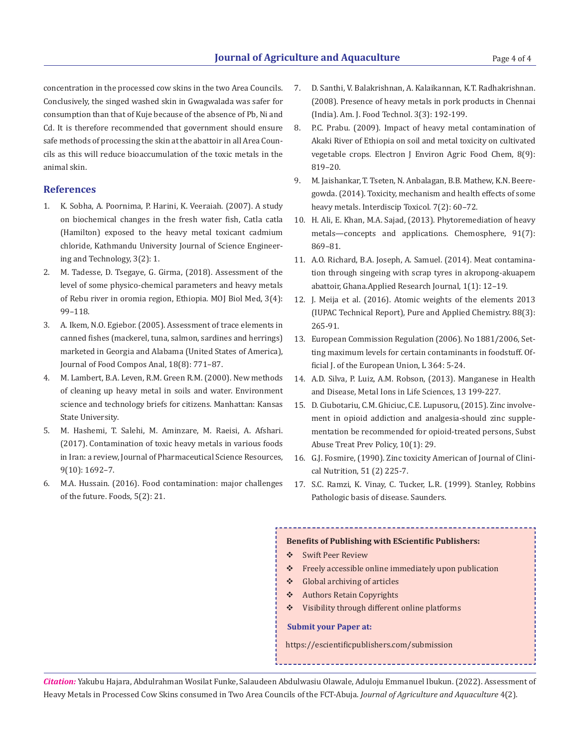concentration in the processed cow skins in the two Area Councils. Conclusively, the singed washed skin in Gwagwalada was safer for consumption than that of Kuje because of the absence of Pb, Ni and Cd. It is therefore recommended that government should ensure safe methods of processing the skin at the abattoir in all Area Councils as this will reduce bioaccumulation of the toxic metals in the animal skin.

## References

1. K. Sobha, A. Poornima, P. Harini, K. Veeraiah. (2007). A study on biochemical changes in the fresh water fish, Catla catla (Hamilton) exposed to the heavy metal toxicant cadmium chloride, Kathmandu University Journal of Science Engineering and Technology, 3(2): 1.
2. M. Tadesse, D. Tsegaye, G. Girma, (2018). Assessment of the level of some physico-chemical parameters and heavy metals of Rebu river in oromia region, Ethiopia. MOJ Biol Med, 3(4): 99–118.
3. A. Ikem, N.O. Egiebor. (2005). Assessment of trace elements in canned fishes (mackerel, tuna, salmon, sardines and herrings) marketed in Georgia and Alabama (United States of America), Journal of Food Compos Anal, 18(8): 771–87.
4. M. Lambert, B.A. Leven, R.M. Green R.M. (2000). New methods of cleaning up heavy metal in soils and water. Environment science and technology briefs for citizens. Manhattan: Kansas State University.
5. M. Hashemi, T. Salehi, M. Aminzare, M. Raeisi, A. Afshari. (2017). Contamination of toxic heavy metals in various foods in Iran: a review, Journal of Pharmaceutical Science Resources, 9(10): 1692–7.
6. M.A. Hussain. (2016). Food contamination: major challenges of the future. Foods, 5(2): 21.
7. D. Santhi, V. Balakrishnan, A. Kalaikannan, K.T. Radhakrishnan. (2008). Presence of heavy metals in pork products in Chennai (India). Am. J. Food Technol. 3(3): 192-199.
8. P.C. Prabu. (2009). Impact of heavy metal contamination of Akaki River of Ethiopia on soil and metal toxicity on cultivated vegetable crops. Electron J Environ Agric Food Chem, 8(9): 819–20.
9. M. Jaishankar, T. Tseten, N. Anbalagan, B.B. Mathew, K.N. Beeregowda. (2014). Toxicity, mechanism and health effects of some heavy metals. Interdiscip Toxicol. 7(2): 60–72.
10. H. Ali, E. Khan, M.A. Sajad, (2013). Phytoremediation of heavy metals—concepts and applications. Chemosphere, 91(7): 869–81.
11. A.O. Richard, B.A. Joseph, A. Samuel. (2014). Meat contamination through singeing with scrap tyres in akropong-akuapem abattoir, Ghana.Applied Research Journal, 1(1): 12–19.
12. J. Meija et al. (2016). Atomic weights of the elements 2013 (IUPAC Technical Report), Pure and Applied Chemistry. 88(3): 265-91.
13. European Commission Regulation (2006). No 1881/2006, Setting maximum levels for certain contaminants in foodstuff. Official J. of the European Union, L 364: 5-24.
14. A.D. Silva, P. Luiz, A.M. Robson, (2013). Manganese in Health and Disease, Metal Ions in Life Sciences, 13 199-227.
15. D. Ciubotariu, C.M. Ghiciuc, C.E. Lupusoru, (2015). Zinc involvement in opioid addiction and analgesia-should zinc supplementation be recommended for opioid-treated persons, Subst Abuse Treat Prev Policy, 10(1): 29.
16. G.J. Fosmire, (1990). Zinc toxicity American of Journal of Clinical Nutrition, 51 (2) 225-7.
17. S.C. Ramzi, K. Vinay, C. Tucker, L.R. (1999). Stanley, Robbins Pathologic basis of disease. Saunders.

**Benefits of Publishing with EScientific Publishers:**

- Swift Peer Review
- Freely accessible online immediately upon publication
- Global archiving of articles
- Authors Retain Copyrights
- Visibility through different online platforms

**Submit your Paper at:**

https://escientificpublishers.com/submission

***Citation:*** Yakubu Hajara, Abdulrahman Wosilat Funke, Salaudeen Abdulwasiu Olawale, Aduloju Emmanuel Ibukun. (2022). Assessment of Heavy Metals in Processed Cow Skins consumed in Two Area Councils of the FCT-Abuja. *Journal of Agriculture and Aquaculture* 4(2).